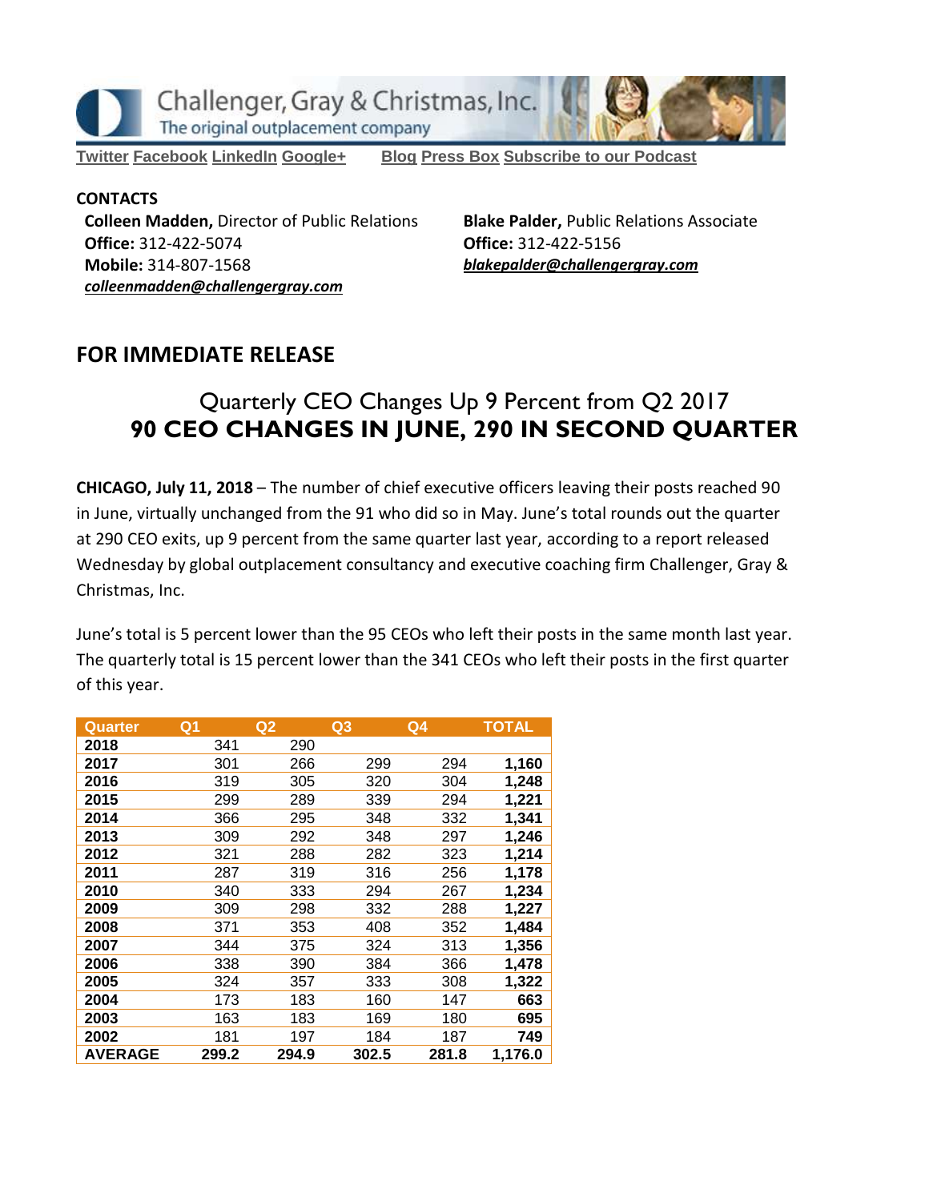Challenger, Gray & Christmas, Inc.
The original outplacement company

Twitter Facebook LinkedIn Google+ Blog Press Box Subscribe to our Podcast

**CONTACTS**

**Colleen Madden,** Director of Public Relations
**Office:** 312-422-5074
**Mobile:** 314-807-1568
***colleenmadden@challengergray.com***

**Blake Palder,** Public Relations Associate
**Office:** 312-422-5156
***blakepalder@challengergray.com***

## FOR IMMEDIATE RELEASE

# Quarterly CEO Changes Up 9 Percent from Q2 2017
# 90 CEO CHANGES IN JUNE, 290 IN SECOND QUARTER

**CHICAGO, July 11, 2018** – The number of chief executive officers leaving their posts reached 90 in June, virtually unchanged from the 91 who did so in May. June's total rounds out the quarter at 290 CEO exits, up 9 percent from the same quarter last year, according to a report released Wednesday by global outplacement consultancy and executive coaching firm Challenger, Gray & Christmas, Inc.

June's total is 5 percent lower than the 95 CEOs who left their posts in the same month last year. The quarterly total is 15 percent lower than the 341 CEOs who left their posts in the first quarter of this year.

| Quarter | Q1 | Q2 | Q3 | Q4 | TOTAL |
|---|---|---|---|---|---|
| **2018** | 341 | 290 | | | |
| **2017** | 301 | 266 | 299 | 294 | **1,160** |
| **2016** | 319 | 305 | 320 | 304 | **1,248** |
| **2015** | 299 | 289 | 339 | 294 | **1,221** |
| **2014** | 366 | 295 | 348 | 332 | **1,341** |
| **2013** | 309 | 292 | 348 | 297 | **1,246** |
| **2012** | 321 | 288 | 282 | 323 | **1,214** |
| **2011** | 287 | 319 | 316 | 256 | **1,178** |
| **2010** | 340 | 333 | 294 | 267 | **1,234** |
| **2009** | 309 | 298 | 332 | 288 | **1,227** |
| **2008** | 371 | 353 | 408 | 352 | **1,484** |
| **2007** | 344 | 375 | 324 | 313 | **1,356** |
| **2006** | 338 | 390 | 384 | 366 | **1,478** |
| **2005** | 324 | 357 | 333 | 308 | **1,322** |
| **2004** | 173 | 183 | 160 | 147 | **663** |
| **2003** | 163 | 183 | 169 | 180 | **695** |
| **2002** | 181 | 197 | 184 | 187 | **749** |
| **AVERAGE** | **299.2** | **294.9** | **302.5** | **281.8** | **1,176.0** |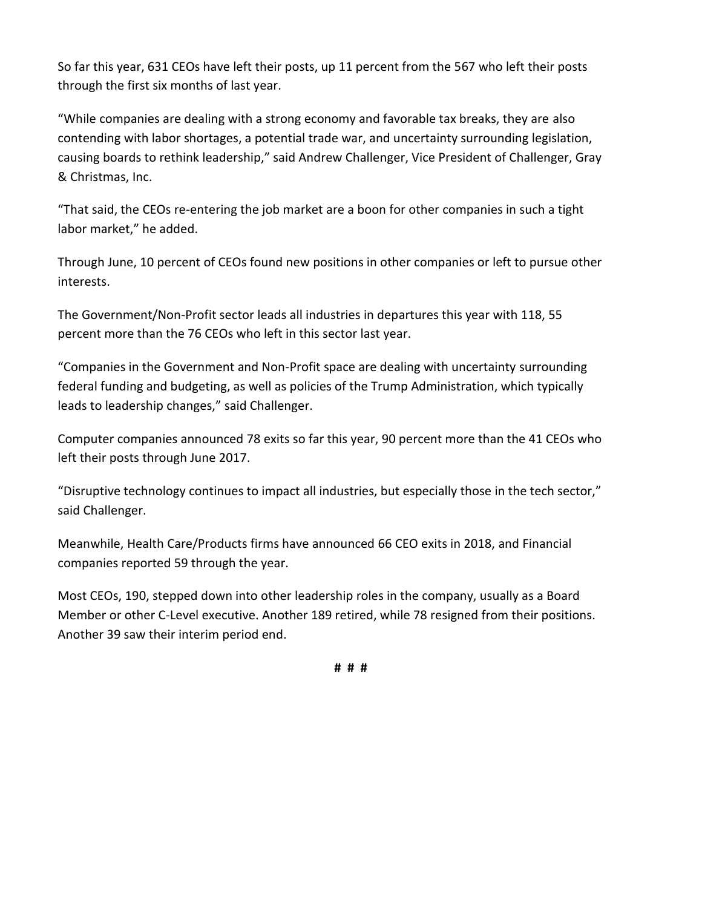So far this year, 631 CEOs have left their posts, up 11 percent from the 567 who left their posts through the first six months of last year.

“While companies are dealing with a strong economy and favorable tax breaks, they are also contending with labor shortages, a potential trade war, and uncertainty surrounding legislation, causing boards to rethink leadership,” said Andrew Challenger, Vice President of Challenger, Gray & Christmas, Inc.

“That said, the CEOs re-entering the job market are a boon for other companies in such a tight labor market,” he added.

Through June, 10 percent of CEOs found new positions in other companies or left to pursue other interests.

The Government/Non-Profit sector leads all industries in departures this year with 118, 55 percent more than the 76 CEOs who left in this sector last year.

“Companies in the Government and Non-Profit space are dealing with uncertainty surrounding federal funding and budgeting, as well as policies of the Trump Administration, which typically leads to leadership changes,” said Challenger.

Computer companies announced 78 exits so far this year, 90 percent more than the 41 CEOs who left their posts through June 2017.

“Disruptive technology continues to impact all industries, but especially those in the tech sector,” said Challenger.

Meanwhile, Health Care/Products firms have announced 66 CEO exits in 2018, and Financial companies reported 59 through the year.

Most CEOs, 190, stepped down into other leadership roles in the company, usually as a Board Member or other C-Level executive. Another 189 retired, while 78 resigned from their positions. Another 39 saw their interim period end.

# # #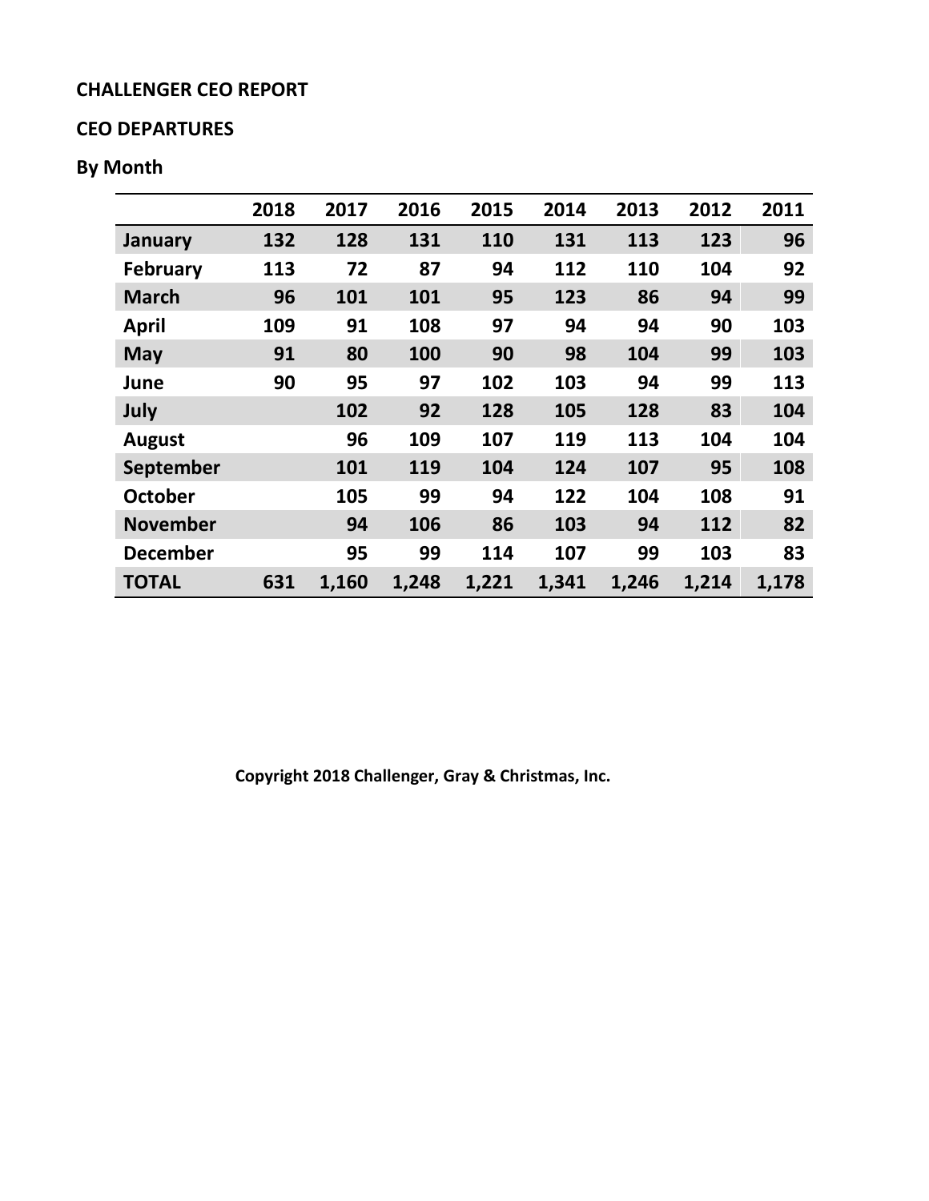**CHALLENGER CEO REPORT**

**CEO DEPARTURES**

**By Month**

| | 2018 | 2017 | 2016 | 2015 | 2014 | 2013 | 2012 | 2011 |
|---|---|---|---|---|---|---|---|---|
| **January** | 132 | 128 | 131 | 110 | 131 | 113 | 123 | 96 |
| **February** | 113 | 72 | 87 | 94 | 112 | 110 | 104 | 92 |
| **March** | 96 | 101 | 101 | 95 | 123 | 86 | 94 | 99 |
| **April** | 109 | 91 | 108 | 97 | 94 | 94 | 90 | 103 |
| **May** | 91 | 80 | 100 | 90 | 98 | 104 | 99 | 103 |
| **June** | 90 | 95 | 97 | 102 | 103 | 94 | 99 | 113 |
| **July** | | 102 | 92 | 128 | 105 | 128 | 83 | 104 |
| **August** | | 96 | 109 | 107 | 119 | 113 | 104 | 104 |
| **September** | | 101 | 119 | 104 | 124 | 107 | 95 | 108 |
| **October** | | 105 | 99 | 94 | 122 | 104 | 108 | 91 |
| **November** | | 94 | 106 | 86 | 103 | 94 | 112 | 82 |
| **December** | | 95 | 99 | 114 | 107 | 99 | 103 | 83 |
| **TOTAL** | 631 | 1,160 | 1,248 | 1,221 | 1,341 | 1,246 | 1,214 | 1,178 |

**Copyright 2018 Challenger, Gray & Christmas, Inc.**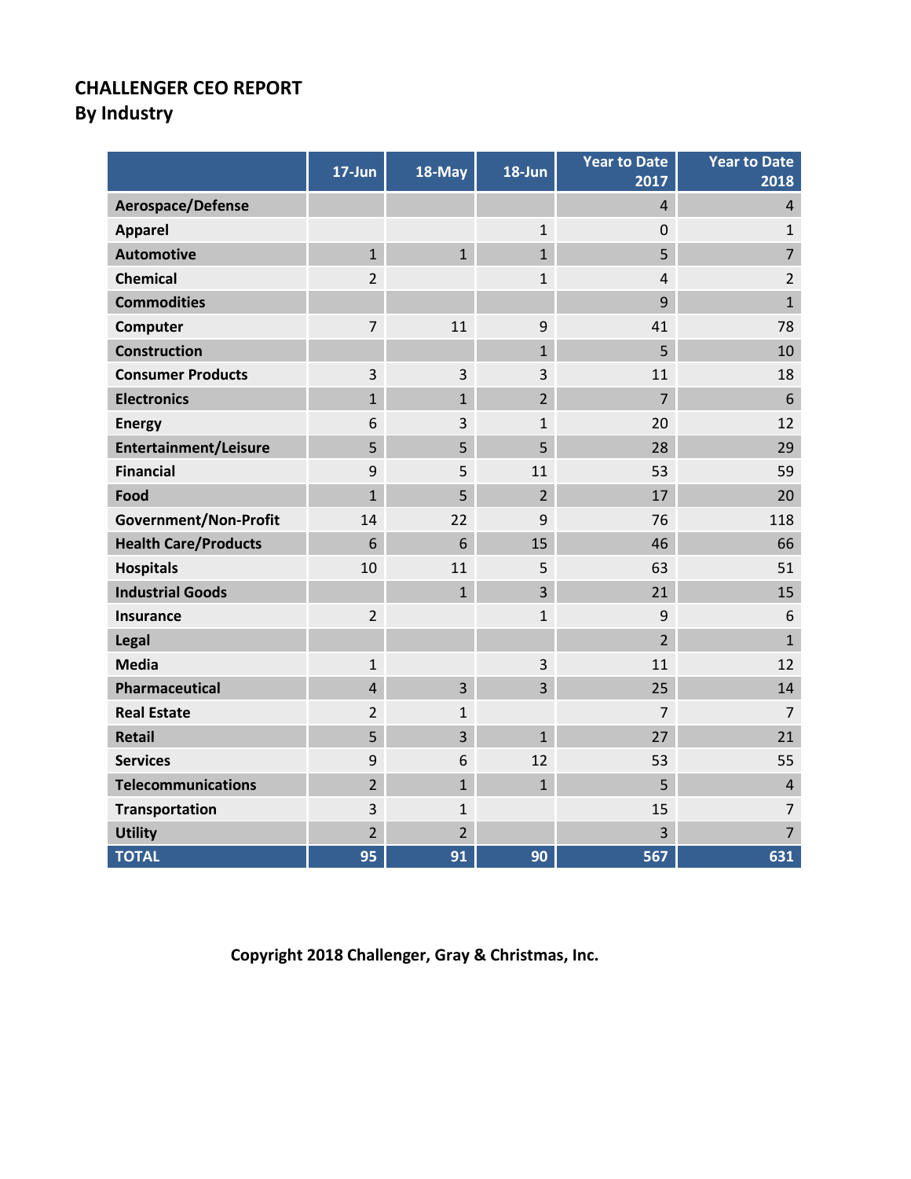# CHALLENGER CEO REPORT
## By Industry

| | 17-Jun | 18-May | 18-Jun | Year to Date 2017 | Year to Date 2018 |
|---|---|---|---|---|---|
| Aerospace/Defense | | | | 4 | 4 |
| Apparel | | | 1 | 0 | 1 |
| Automotive | 1 | 1 | 1 | 5 | 7 |
| Chemical | 2 | | 1 | 4 | 2 |
| Commodities | | | | 9 | 1 |
| Computer | 7 | 11 | 9 | 41 | 78 |
| Construction | | | 1 | 5 | 10 |
| Consumer Products | 3 | 3 | 3 | 11 | 18 |
| Electronics | 1 | 1 | 2 | 7 | 6 |
| Energy | 6 | 3 | 1 | 20 | 12 |
| Entertainment/Leisure | 5 | 5 | 5 | 28 | 29 |
| Financial | 9 | 5 | 11 | 53 | 59 |
| Food | 1 | 5 | 2 | 17 | 20 |
| Government/Non-Profit | 14 | 22 | 9 | 76 | 118 |
| Health Care/Products | 6 | 6 | 15 | 46 | 66 |
| Hospitals | 10 | 11 | 5 | 63 | 51 |
| Industrial Goods | | 1 | 3 | 21 | 15 |
| Insurance | 2 | | 1 | 9 | 6 |
| Legal | | | | 2 | 1 |
| Media | 1 | | 3 | 11 | 12 |
| Pharmaceutical | 4 | 3 | 3 | 25 | 14 |
| Real Estate | 2 | 1 | | 7 | 7 |
| Retail | 5 | 3 | 1 | 27 | 21 |
| Services | 9 | 6 | 12 | 53 | 55 |
| Telecommunications | 2 | 1 | 1 | 5 | 4 |
| Transportation | 3 | 1 | | 15 | 7 |
| Utility | 2 | 2 | | 3 | 7 |
| TOTAL | 95 | 91 | 90 | 567 | 631 |

**Copyright 2018 Challenger, Gray & Christmas, Inc.**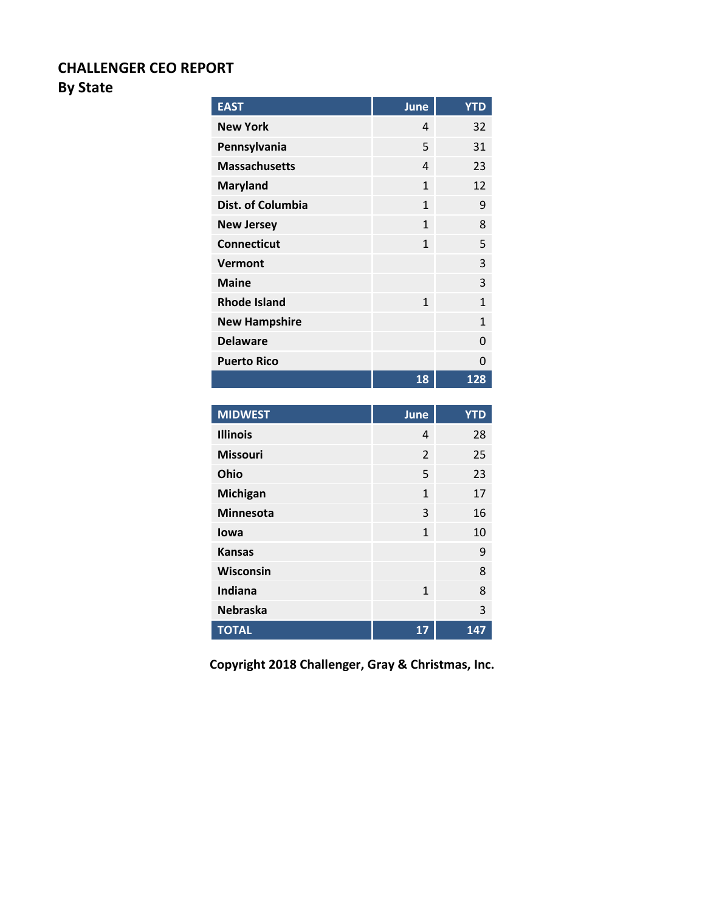# CHALLENGER CEO REPORT
## By State

| EAST | June | YTD |
|---|---|---|
| New York | 4 | 32 |
| Pennsylvania | 5 | 31 |
| Massachusetts | 4 | 23 |
| Maryland | 1 | 12 |
| Dist. of Columbia | 1 | 9 |
| New Jersey | 1 | 8 |
| Connecticut | 1 | 5 |
| Vermont | | 3 |
| Maine | | 3 |
| Rhode Island | 1 | 1 |
| New Hampshire | | 1 |
| Delaware | | 0 |
| Puerto Rico | | 0 |
| | 18 | 128 |

| MIDWEST | June | YTD |
|---|---|---|
| Illinois | 4 | 28 |
| Missouri | 2 | 25 |
| Ohio | 5 | 23 |
| Michigan | 1 | 17 |
| Minnesota | 3 | 16 |
| Iowa | 1 | 10 |
| Kansas | | 9 |
| Wisconsin | | 8 |
| Indiana | 1 | 8 |
| Nebraska | | 3 |
| TOTAL | 17 | 147 |

Copyright 2018 Challenger, Gray & Christmas, Inc.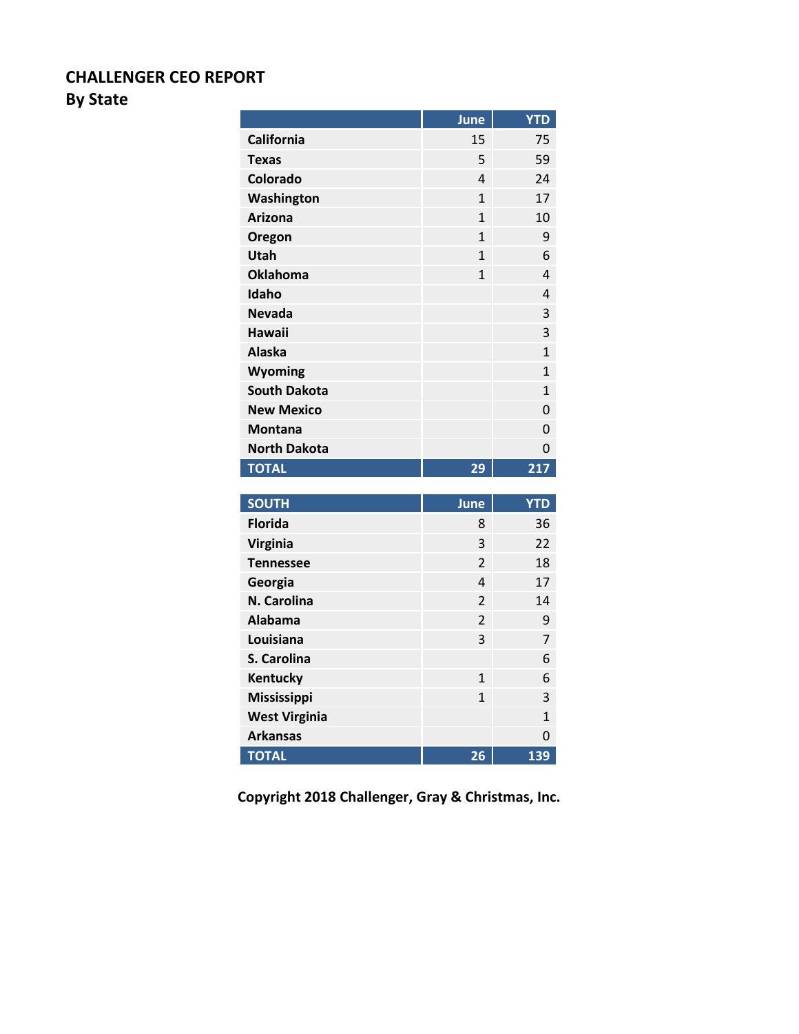# CHALLENGER CEO REPORT
## By State

| | June | YTD |
|---|---|---|
| California | 15 | 75 |
| Texas | 5 | 59 |
| Colorado | 4 | 24 |
| Washington | 1 | 17 |
| Arizona | 1 | 10 |
| Oregon | 1 | 9 |
| Utah | 1 | 6 |
| Oklahoma | 1 | 4 |
| Idaho | | 4 |
| Nevada | | 3 |
| Hawaii | | 3 |
| Alaska | | 1 |
| Wyoming | | 1 |
| South Dakota | | 1 |
| New Mexico | | 0 |
| Montana | | 0 |
| North Dakota | | 0 |
| TOTAL | 29 | 217 |

| SOUTH | June | YTD |
|---|---|---|
| Florida | 8 | 36 |
| Virginia | 3 | 22 |
| Tennessee | 2 | 18 |
| Georgia | 4 | 17 |
| N. Carolina | 2 | 14 |
| Alabama | 2 | 9 |
| Louisiana | 3 | 7 |
| S. Carolina | | 6 |
| Kentucky | 1 | 6 |
| Mississippi | 1 | 3 |
| West Virginia | | 1 |
| Arkansas | | 0 |
| TOTAL | 26 | 139 |

**Copyright 2018 Challenger, Gray & Christmas, Inc.**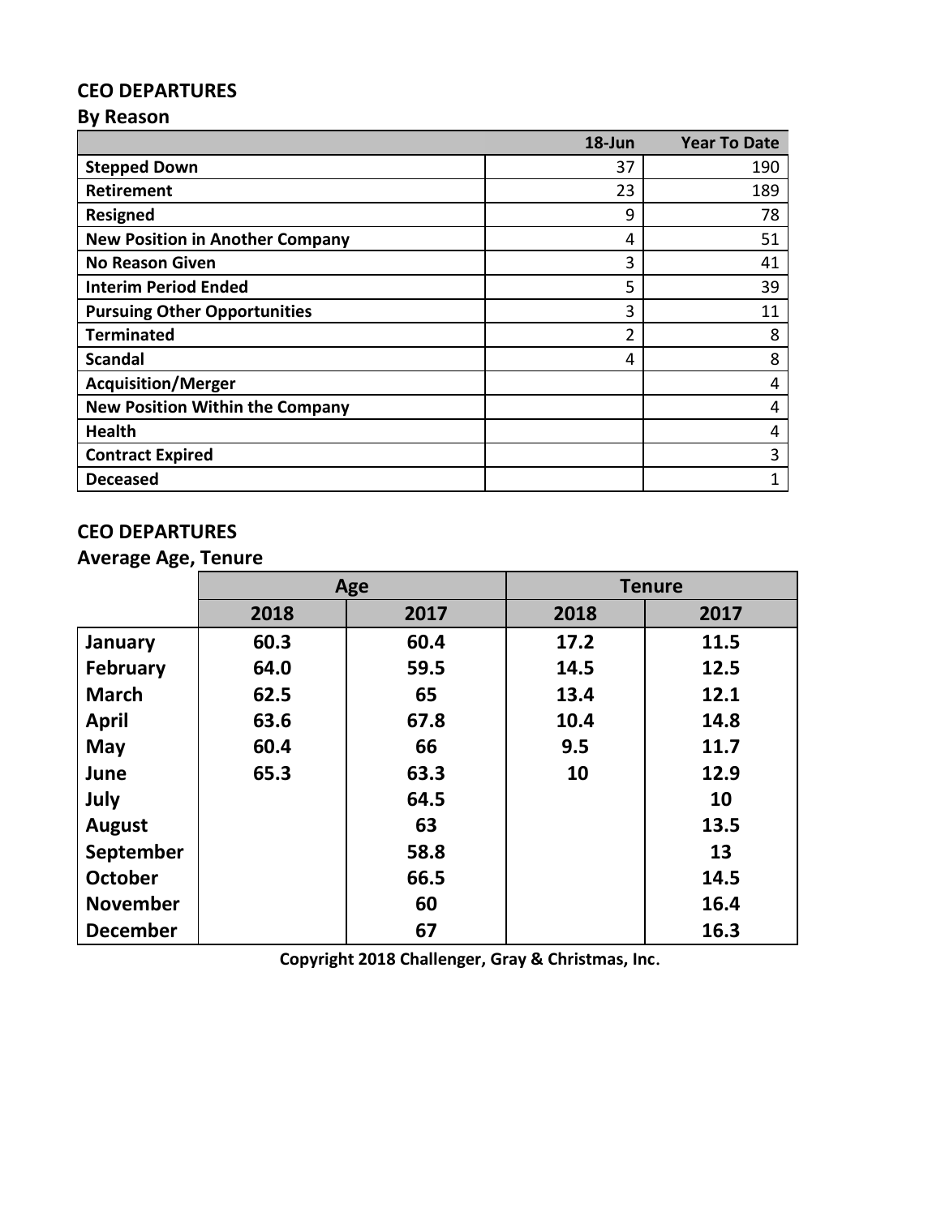## CEO DEPARTURES

### By Reason

| | 18-Jun | Year To Date |
|---|---|---|
| **Stepped Down** | 37 | 190 |
| **Retirement** | 23 | 189 |
| **Resigned** | 9 | 78 |
| **New Position in Another Company** | 4 | 51 |
| **No Reason Given** | 3 | 41 |
| **Interim Period Ended** | 5 | 39 |
| **Pursuing Other Opportunities** | 3 | 11 |
| **Terminated** | 2 | 8 |
| **Scandal** | 4 | 8 |
| **Acquisition/Merger** | | 4 |
| **New Position Within the Company** | | 4 |
| **Health** | | 4 |
| **Contract Expired** | | 3 |
| **Deceased** | | 1 |

## CEO DEPARTURES

### Average Age, Tenure

| | Age | | Tenure | |
|---|---|---|---|---|
| | 2018 | 2017 | 2018 | 2017 |
| **January** | 60.3 | 60.4 | 17.2 | 11.5 |
| **February** | 64.0 | 59.5 | 14.5 | 12.5 |
| **March** | 62.5 | 65 | 13.4 | 12.1 |
| **April** | 63.6 | 67.8 | 10.4 | 14.8 |
| **May** | 60.4 | 66 | 9.5 | 11.7 |
| **June** | 65.3 | 63.3 | 10 | 12.9 |
| **July** | | 64.5 | | 10 |
| **August** | | 63 | | 13.5 |
| **September** | | 58.8 | | 13 |
| **October** | | 66.5 | | 14.5 |
| **November** | | 60 | | 16.4 |
| **December** | | 67 | | 16.3 |

**Copyright 2018 Challenger, Gray & Christmas, Inc.**